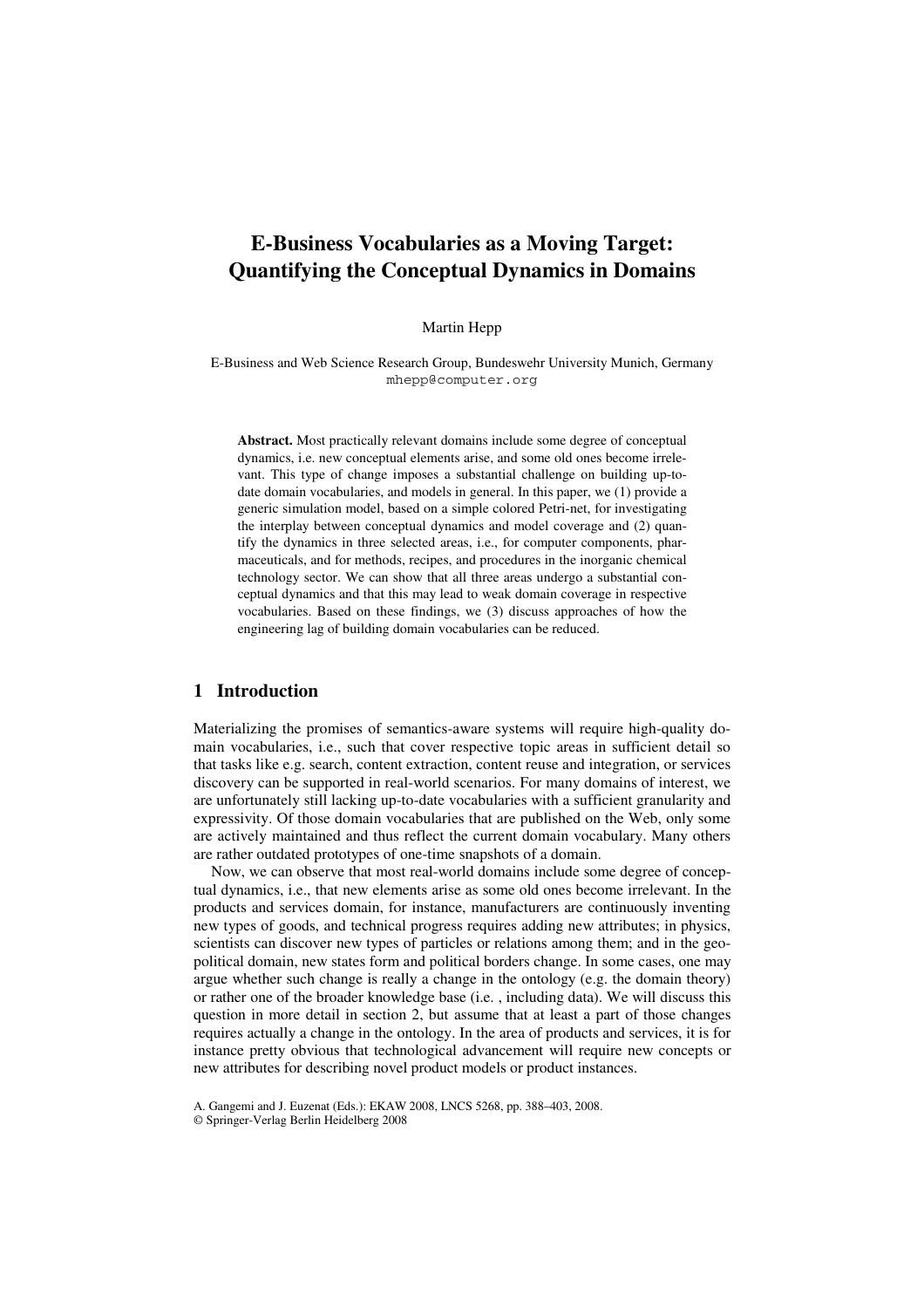# E-Business Vocabularies as a Moving Target: Quantifying the Conceptual Dynamics in Domains

Martin Hepp

E-Business and Web Science Research Group, Bundeswehr University Munich, Germany
mhepp@computer.org

**Abstract.** Most practically relevant domains include some degree of conceptual dynamics, i.e. new conceptual elements arise, and some old ones become irrelevant. This type of change imposes a substantial challenge on building up-to-date domain vocabularies, and models in general. In this paper, we (1) provide a generic simulation model, based on a simple colored Petri-net, for investigating the interplay between conceptual dynamics and model coverage and (2) quantify the dynamics in three selected areas, i.e., for computer components, pharmaceuticals, and for methods, recipes, and procedures in the inorganic chemical technology sector. We can show that all three areas undergo a substantial conceptual dynamics and that this may lead to weak domain coverage in respective vocabularies. Based on these findings, we (3) discuss approaches of how the engineering lag of building domain vocabularies can be reduced.

## 1 Introduction

Materializing the promises of semantics-aware systems will require high-quality domain vocabularies, i.e., such that cover respective topic areas in sufficient detail so that tasks like e.g. search, content extraction, content reuse and integration, or services discovery can be supported in real-world scenarios. For many domains of interest, we are unfortunately still lacking up-to-date vocabularies with a sufficient granularity and expressivity. Of those domain vocabularies that are published on the Web, only some are actively maintained and thus reflect the current domain vocabulary. Many others are rather outdated prototypes of one-time snapshots of a domain.

Now, we can observe that most real-world domains include some degree of conceptual dynamics, i.e., that new elements arise as some old ones become irrelevant. In the products and services domain, for instance, manufacturers are continuously inventing new types of goods, and technical progress requires adding new attributes; in physics, scientists can discover new types of particles or relations among them; and in the geopolitical domain, new states form and political borders change. In some cases, one may argue whether such change is really a change in the ontology (e.g. the domain theory) or rather one of the broader knowledge base (i.e. , including data). We will discuss this question in more detail in section 2, but assume that at least a part of those changes requires actually a change in the ontology. In the area of products and services, it is for instance pretty obvious that technological advancement will require new concepts or new attributes for describing novel product models or product instances.

A. Gangemi and J. Euzenat (Eds.): EKAW 2008, LNCS 5268, pp. 388–403, 2008.
© Springer-Verlag Berlin Heidelberg 2008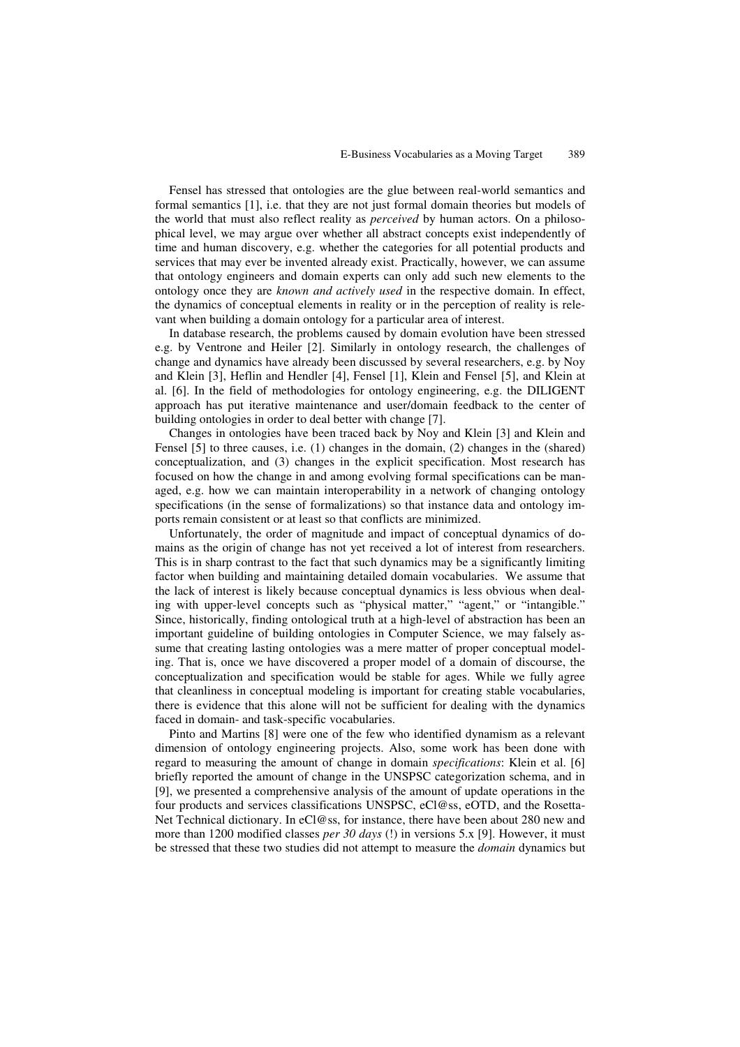Fensel has stressed that ontologies are the glue between real-world semantics and formal semantics [1], i.e. that they are not just formal domain theories but models of the world that must also reflect reality as *perceived* by human actors. On a philosophical level, we may argue over whether all abstract concepts exist independently of time and human discovery, e.g. whether the categories for all potential products and services that may ever be invented already exist. Practically, however, we can assume that ontology engineers and domain experts can only add such new elements to the ontology once they are *known and actively used* in the respective domain. In effect, the dynamics of conceptual elements in reality or in the perception of reality is relevant when building a domain ontology for a particular area of interest.

In database research, the problems caused by domain evolution have been stressed e.g. by Ventrone and Heiler [2]. Similarly in ontology research, the challenges of change and dynamics have already been discussed by several researchers, e.g. by Noy and Klein [3], Heflin and Hendler [4], Fensel [1], Klein and Fensel [5], and Klein at al. [6]. In the field of methodologies for ontology engineering, e.g. the DILIGENT approach has put iterative maintenance and user/domain feedback to the center of building ontologies in order to deal better with change [7].

Changes in ontologies have been traced back by Noy and Klein [3] and Klein and Fensel [5] to three causes, i.e. (1) changes in the domain, (2) changes in the (shared) conceptualization, and (3) changes in the explicit specification. Most research has focused on how the change in and among evolving formal specifications can be managed, e.g. how we can maintain interoperability in a network of changing ontology specifications (in the sense of formalizations) so that instance data and ontology imports remain consistent or at least so that conflicts are minimized.

Unfortunately, the order of magnitude and impact of conceptual dynamics of domains as the origin of change has not yet received a lot of interest from researchers. This is in sharp contrast to the fact that such dynamics may be a significantly limiting factor when building and maintaining detailed domain vocabularies. We assume that the lack of interest is likely because conceptual dynamics is less obvious when dealing with upper-level concepts such as "physical matter," "agent," or "intangible." Since, historically, finding ontological truth at a high-level of abstraction has been an important guideline of building ontologies in Computer Science, we may falsely assume that creating lasting ontologies was a mere matter of proper conceptual modeling. That is, once we have discovered a proper model of a domain of discourse, the conceptualization and specification would be stable for ages. While we fully agree that cleanliness in conceptual modeling is important for creating stable vocabularies, there is evidence that this alone will not be sufficient for dealing with the dynamics faced in domain- and task-specific vocabularies.

Pinto and Martins [8] were one of the few who identified dynamism as a relevant dimension of ontology engineering projects. Also, some work has been done with regard to measuring the amount of change in domain *specifications*: Klein et al. [6] briefly reported the amount of change in the UNSPSC categorization schema, and in [9], we presented a comprehensive analysis of the amount of update operations in the four products and services classifications UNSPSC, eCl@ss, eOTD, and the RosettaNet Technical dictionary. In eCl@ss, for instance, there have been about 280 new and more than 1200 modified classes *per 30 days* (!) in versions 5.x [9]. However, it must be stressed that these two studies did not attempt to measure the *domain* dynamics but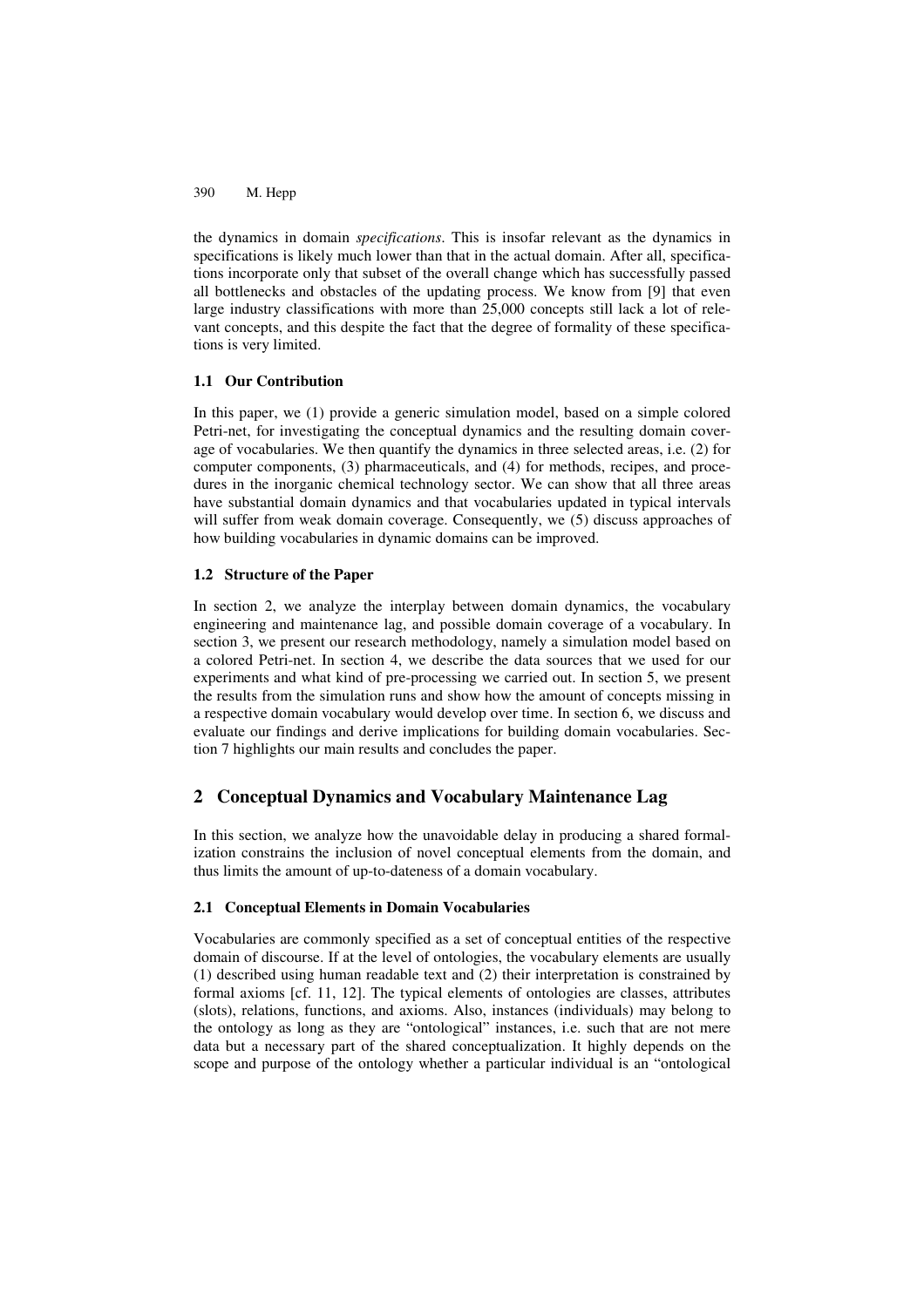the dynamics in domain *specifications*. This is insofar relevant as the dynamics in specifications is likely much lower than that in the actual domain. After all, specifications incorporate only that subset of the overall change which has successfully passed all bottlenecks and obstacles of the updating process. We know from [9] that even large industry classifications with more than 25,000 concepts still lack a lot of relevant concepts, and this despite the fact that the degree of formality of these specifications is very limited.

### 1.1 Our Contribution

In this paper, we (1) provide a generic simulation model, based on a simple colored Petri-net, for investigating the conceptual dynamics and the resulting domain coverage of vocabularies. We then quantify the dynamics in three selected areas, i.e. (2) for computer components, (3) pharmaceuticals, and (4) for methods, recipes, and procedures in the inorganic chemical technology sector. We can show that all three areas have substantial domain dynamics and that vocabularies updated in typical intervals will suffer from weak domain coverage. Consequently, we (5) discuss approaches of how building vocabularies in dynamic domains can be improved.

### 1.2 Structure of the Paper

In section 2, we analyze the interplay between domain dynamics, the vocabulary engineering and maintenance lag, and possible domain coverage of a vocabulary. In section 3, we present our research methodology, namely a simulation model based on a colored Petri-net. In section 4, we describe the data sources that we used for our experiments and what kind of pre-processing we carried out. In section 5, we present the results from the simulation runs and show how the amount of concepts missing in a respective domain vocabulary would develop over time. In section 6, we discuss and evaluate our findings and derive implications for building domain vocabularies. Section 7 highlights our main results and concludes the paper.

## 2 Conceptual Dynamics and Vocabulary Maintenance Lag

In this section, we analyze how the unavoidable delay in producing a shared formalization constrains the inclusion of novel conceptual elements from the domain, and thus limits the amount of up-to-dateness of a domain vocabulary.

### 2.1 Conceptual Elements in Domain Vocabularies

Vocabularies are commonly specified as a set of conceptual entities of the respective domain of discourse. If at the level of ontologies, the vocabulary elements are usually (1) described using human readable text and (2) their interpretation is constrained by formal axioms [cf. 11, 12]. The typical elements of ontologies are classes, attributes (slots), relations, functions, and axioms. Also, instances (individuals) may belong to the ontology as long as they are "ontological" instances, i.e. such that are not mere data but a necessary part of the shared conceptualization. It highly depends on the scope and purpose of the ontology whether a particular individual is an "ontological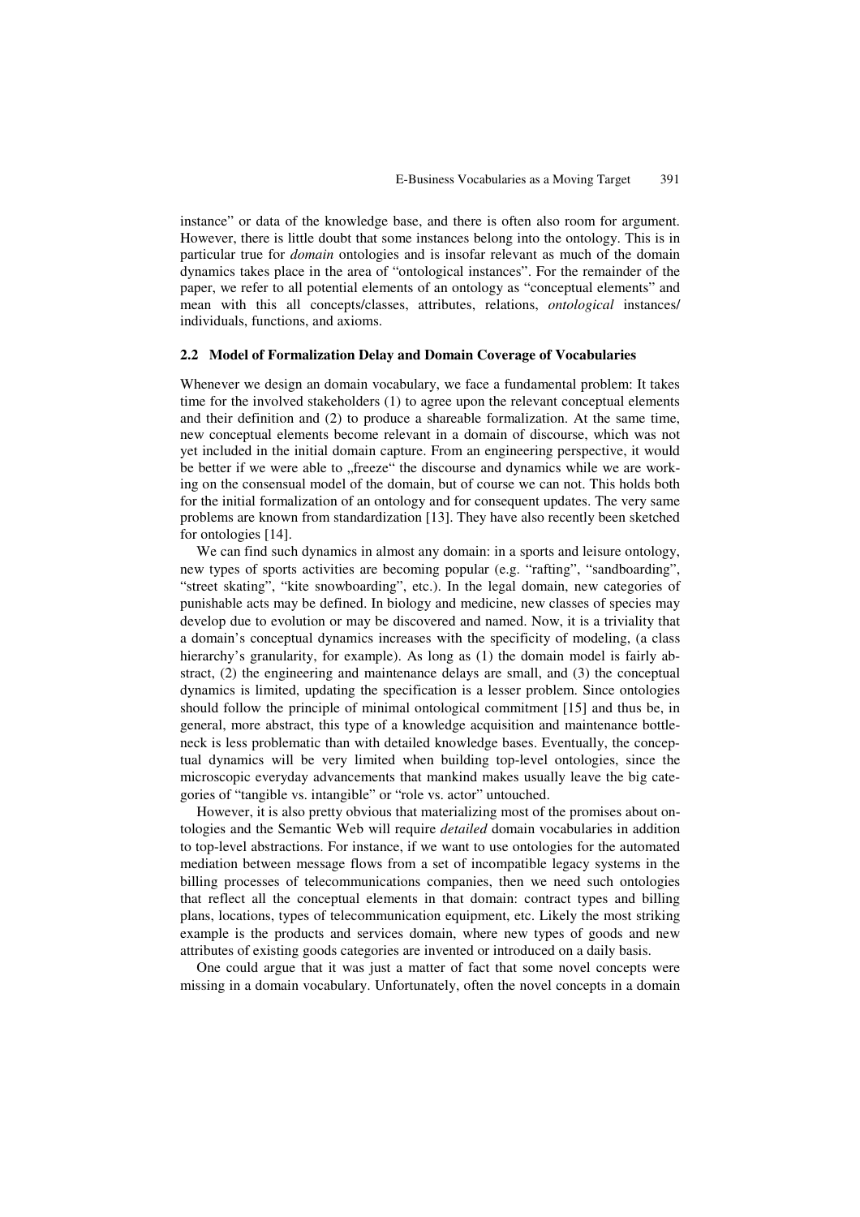instance" or data of the knowledge base, and there is often also room for argument. However, there is little doubt that some instances belong into the ontology. This is in particular true for *domain* ontologies and is insofar relevant as much of the domain dynamics takes place in the area of "ontological instances". For the remainder of the paper, we refer to all potential elements of an ontology as "conceptual elements" and mean with this all concepts/classes, attributes, relations, *ontological* instances/ individuals, functions, and axioms.

### 2.2 Model of Formalization Delay and Domain Coverage of Vocabularies

Whenever we design an domain vocabulary, we face a fundamental problem: It takes time for the involved stakeholders (1) to agree upon the relevant conceptual elements and their definition and (2) to produce a shareable formalization. At the same time, new conceptual elements become relevant in a domain of discourse, which was not yet included in the initial domain capture. From an engineering perspective, it would be better if we were able to „freeze" the discourse and dynamics while we are working on the consensual model of the domain, but of course we can not. This holds both for the initial formalization of an ontology and for consequent updates. The very same problems are known from standardization [13]. They have also recently been sketched for ontologies [14].

We can find such dynamics in almost any domain: in a sports and leisure ontology, new types of sports activities are becoming popular (e.g. "rafting", "sandboarding", "street skating", "kite snowboarding", etc.). In the legal domain, new categories of punishable acts may be defined. In biology and medicine, new classes of species may develop due to evolution or may be discovered and named. Now, it is a triviality that a domain's conceptual dynamics increases with the specificity of modeling, (a class hierarchy's granularity, for example). As long as (1) the domain model is fairly abstract, (2) the engineering and maintenance delays are small, and (3) the conceptual dynamics is limited, updating the specification is a lesser problem. Since ontologies should follow the principle of minimal ontological commitment [15] and thus be, in general, more abstract, this type of a knowledge acquisition and maintenance bottleneck is less problematic than with detailed knowledge bases. Eventually, the conceptual dynamics will be very limited when building top-level ontologies, since the microscopic everyday advancements that mankind makes usually leave the big categories of "tangible vs. intangible" or "role vs. actor" untouched.

However, it is also pretty obvious that materializing most of the promises about ontologies and the Semantic Web will require *detailed* domain vocabularies in addition to top-level abstractions. For instance, if we want to use ontologies for the automated mediation between message flows from a set of incompatible legacy systems in the billing processes of telecommunications companies, then we need such ontologies that reflect all the conceptual elements in that domain: contract types and billing plans, locations, types of telecommunication equipment, etc. Likely the most striking example is the products and services domain, where new types of goods and new attributes of existing goods categories are invented or introduced on a daily basis.

One could argue that it was just a matter of fact that some novel concepts were missing in a domain vocabulary. Unfortunately, often the novel concepts in a domain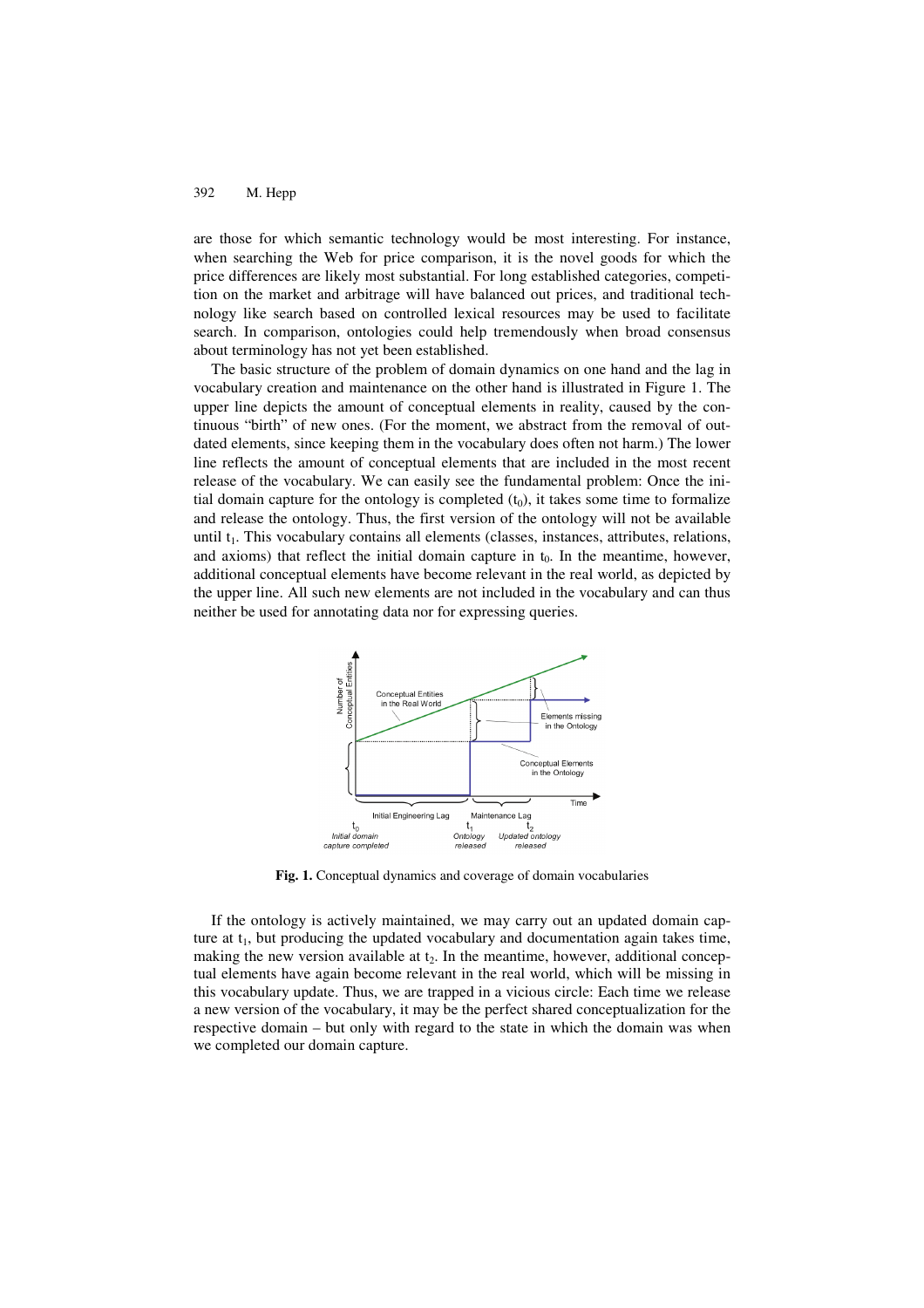are those for which semantic technology would be most interesting. For instance, when searching the Web for price comparison, it is the novel goods for which the price differences are likely most substantial. For long established categories, competition on the market and arbitrage will have balanced out prices, and traditional technology like search based on controlled lexical resources may be used to facilitate search. In comparison, ontologies could help tremendously when broad consensus about terminology has not yet been established.

The basic structure of the problem of domain dynamics on one hand and the lag in vocabulary creation and maintenance on the other hand is illustrated in Figure 1. The upper line depicts the amount of conceptual elements in reality, caused by the continuous "birth" of new ones. (For the moment, we abstract from the removal of outdated elements, since keeping them in the vocabulary does often not harm.) The lower line reflects the amount of conceptual elements that are included in the most recent release of the vocabulary. We can easily see the fundamental problem: Once the initial domain capture for the ontology is completed ($t_0$), it takes some time to formalize and release the ontology. Thus, the first version of the ontology will not be available until $t_1$. This vocabulary contains all elements (classes, instances, attributes, relations, and axioms) that reflect the initial domain capture in $t_0$. In the meantime, however, additional conceptual elements have become relevant in the real world, as depicted by the upper line. All such new elements are not included in the vocabulary and can thus neither be used for annotating data nor for expressing queries.

**Fig. 1.** Conceptual dynamics and coverage of domain vocabularies

If the ontology is actively maintained, we may carry out an updated domain capture at $t_1$, but producing the updated vocabulary and documentation again takes time, making the new version available at $t_2$. In the meantime, however, additional conceptual elements have again become relevant in the real world, which will be missing in this vocabulary update. Thus, we are trapped in a vicious circle: Each time we release a new version of the vocabulary, it may be the perfect shared conceptualization for the respective domain – but only with regard to the state in which the domain was when we completed our domain capture.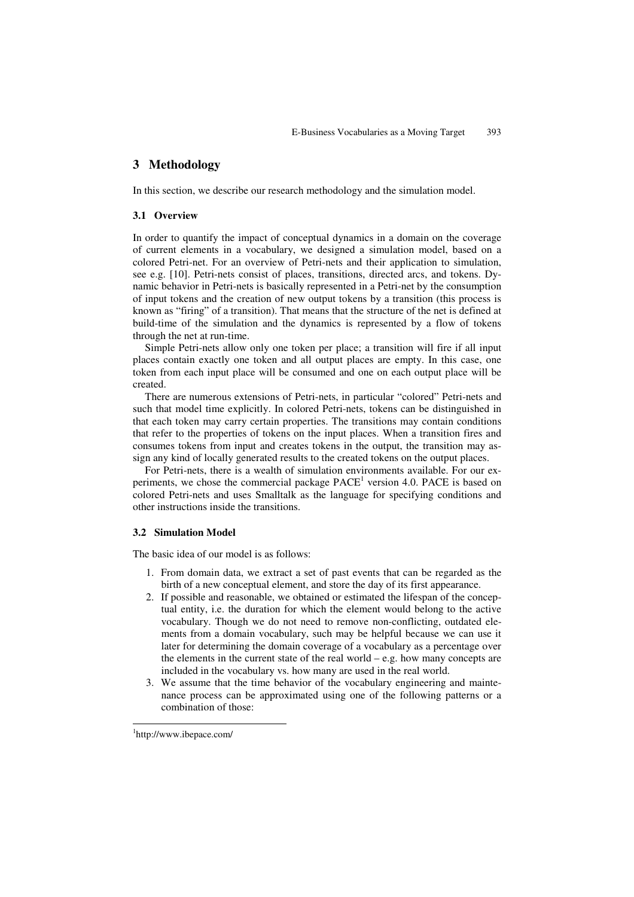## 3 Methodology

In this section, we describe our research methodology and the simulation model.

### 3.1 Overview

In order to quantify the impact of conceptual dynamics in a domain on the coverage of current elements in a vocabulary, we designed a simulation model, based on a colored Petri-net. For an overview of Petri-nets and their application to simulation, see e.g. [10]. Petri-nets consist of places, transitions, directed arcs, and tokens. Dynamic behavior in Petri-nets is basically represented in a Petri-net by the consumption of input tokens and the creation of new output tokens by a transition (this process is known as "firing" of a transition). That means that the structure of the net is defined at build-time of the simulation and the dynamics is represented by a flow of tokens through the net at run-time.

Simple Petri-nets allow only one token per place; a transition will fire if all input places contain exactly one token and all output places are empty. In this case, one token from each input place will be consumed and one on each output place will be created.

There are numerous extensions of Petri-nets, in particular "colored" Petri-nets and such that model time explicitly. In colored Petri-nets, tokens can be distinguished in that each token may carry certain properties. The transitions may contain conditions that refer to the properties of tokens on the input places. When a transition fires and consumes tokens from input and creates tokens in the output, the transition may assign any kind of locally generated results to the created tokens on the output places.

For Petri-nets, there is a wealth of simulation environments available. For our experiments, we chose the commercial package PACE[1] version 4.0. PACE is based on colored Petri-nets and uses Smalltalk as the language for specifying conditions and other instructions inside the transitions.

### 3.2 Simulation Model

The basic idea of our model is as follows:

1. From domain data, we extract a set of past events that can be regarded as the birth of a new conceptual element, and store the day of its first appearance.
2. If possible and reasonable, we obtained or estimated the lifespan of the conceptual entity, i.e. the duration for which the element would belong to the active vocabulary. Though we do not need to remove non-conflicting, outdated elements from a domain vocabulary, such may be helpful because we can use it later for determining the domain coverage of a vocabulary as a percentage over the elements in the current state of the real world – e.g. how many concepts are included in the vocabulary vs. how many are used in the real world.
3. We assume that the time behavior of the vocabulary engineering and maintenance process can be approximated using one of the following patterns or a combination of those:

[1] http://www.ibepace.com/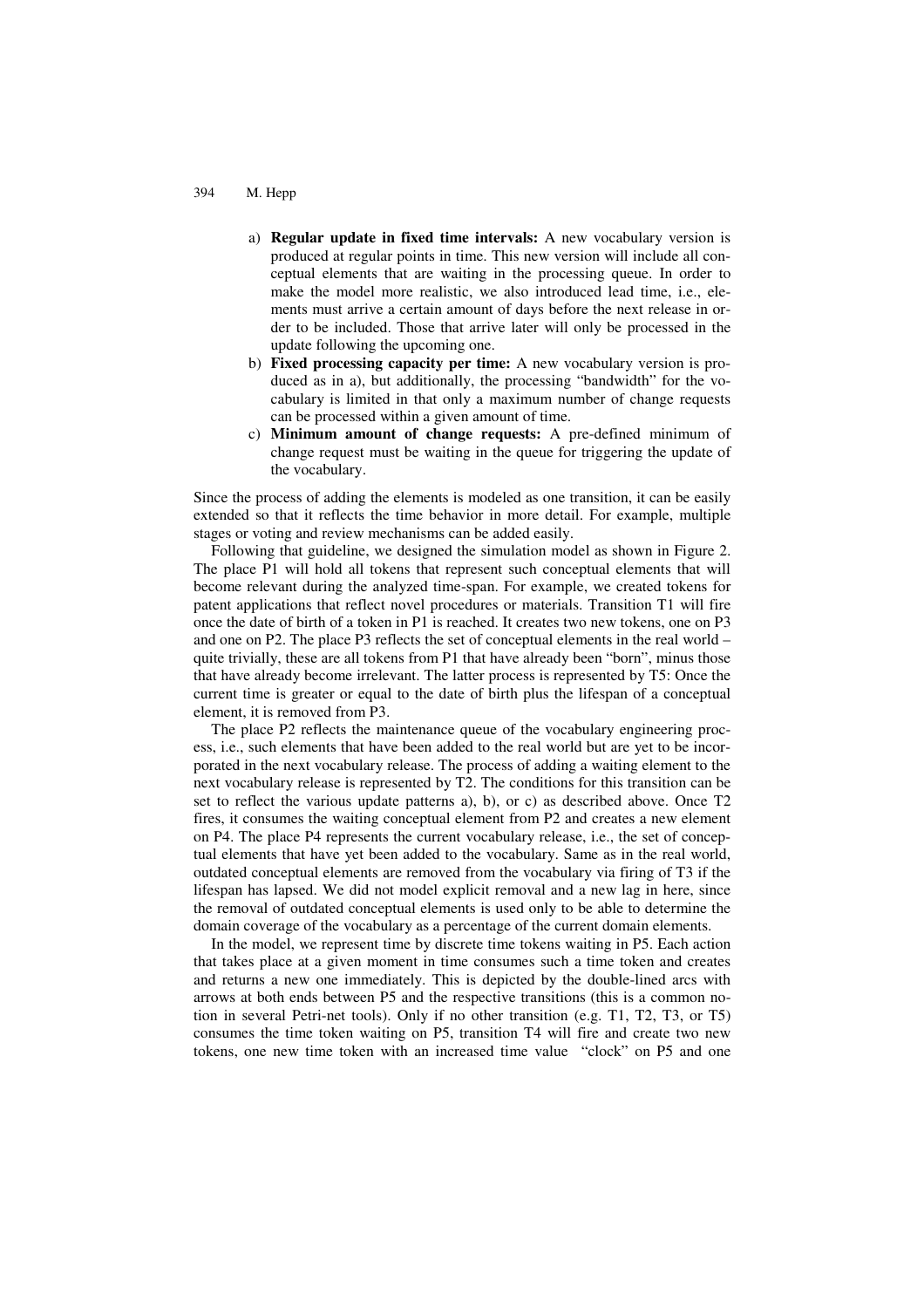a) **Regular update in fixed time intervals:** A new vocabulary version is produced at regular points in time. This new version will include all conceptual elements that are waiting in the processing queue. In order to make the model more realistic, we also introduced lead time, i.e., elements must arrive a certain amount of days before the next release in order to be included. Those that arrive later will only be processed in the update following the upcoming one.
b) **Fixed processing capacity per time:** A new vocabulary version is produced as in a), but additionally, the processing "bandwidth" for the vocabulary is limited in that only a maximum number of change requests can be processed within a given amount of time.
c) **Minimum amount of change requests:** A pre-defined minimum of change request must be waiting in the queue for triggering the update of the vocabulary.

Since the process of adding the elements is modeled as one transition, it can be easily extended so that it reflects the time behavior in more detail. For example, multiple stages or voting and review mechanisms can be added easily.

Following that guideline, we designed the simulation model as shown in Figure 2. The place P1 will hold all tokens that represent such conceptual elements that will become relevant during the analyzed time-span. For example, we created tokens for patent applications that reflect novel procedures or materials. Transition T1 will fire once the date of birth of a token in P1 is reached. It creates two new tokens, one on P3 and one on P2. The place P3 reflects the set of conceptual elements in the real world – quite trivially, these are all tokens from P1 that have already been "born", minus those that have already become irrelevant. The latter process is represented by T5: Once the current time is greater or equal to the date of birth plus the lifespan of a conceptual element, it is removed from P3.

The place P2 reflects the maintenance queue of the vocabulary engineering process, i.e., such elements that have been added to the real world but are yet to be incorporated in the next vocabulary release. The process of adding a waiting element to the next vocabulary release is represented by T2. The conditions for this transition can be set to reflect the various update patterns a), b), or c) as described above. Once T2 fires, it consumes the waiting conceptual element from P2 and creates a new element on P4. The place P4 represents the current vocabulary release, i.e., the set of conceptual elements that have yet been added to the vocabulary. Same as in the real world, outdated conceptual elements are removed from the vocabulary via firing of T3 if the lifespan has lapsed. We did not model explicit removal and a new lag in here, since the removal of outdated conceptual elements is used only to be able to determine the domain coverage of the vocabulary as a percentage of the current domain elements.

In the model, we represent time by discrete time tokens waiting in P5. Each action that takes place at a given moment in time consumes such a time token and creates and returns a new one immediately. This is depicted by the double-lined arcs with arrows at both ends between P5 and the respective transitions (this is a common notion in several Petri-net tools). Only if no other transition (e.g. T1, T2, T3, or T5) consumes the time token waiting on P5, transition T4 will fire and create two new tokens, one new time token with an increased time value "clock" on P5 and one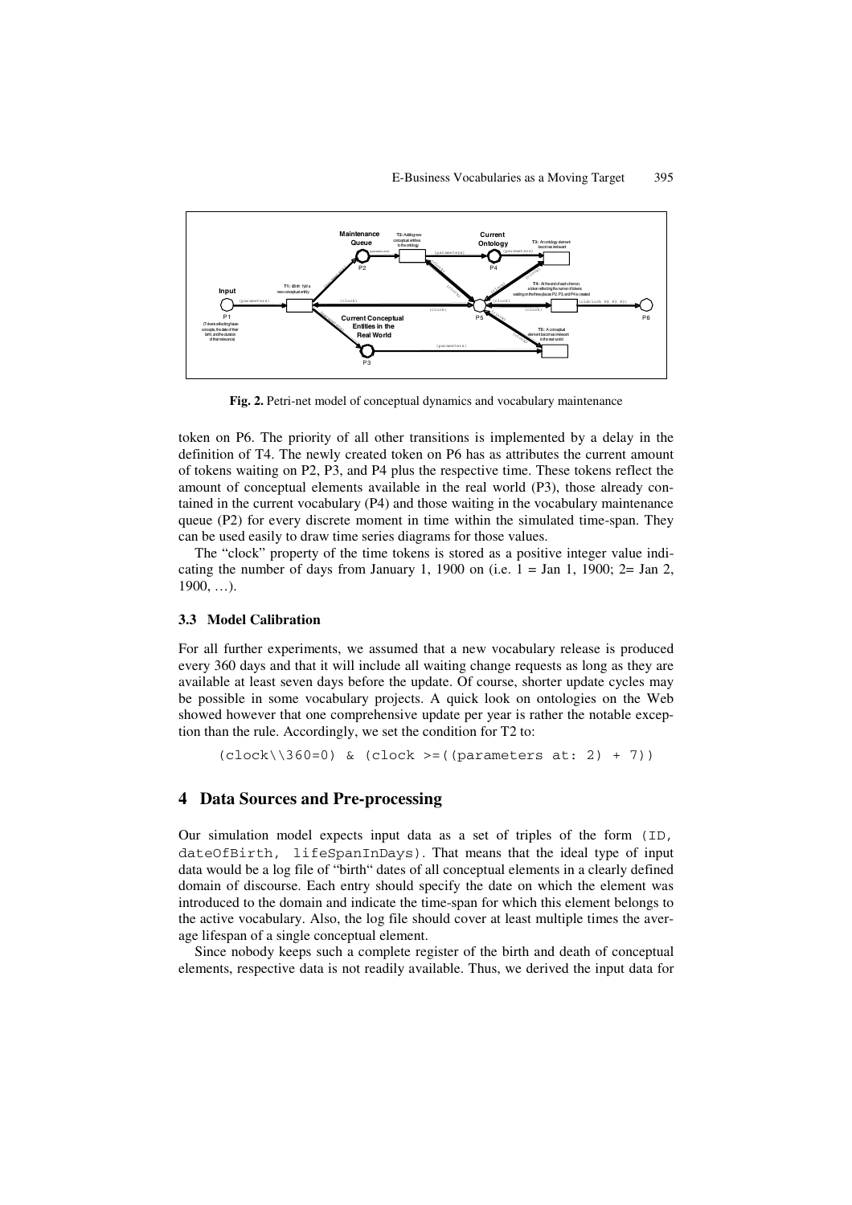**Fig. 2.** Petri-net model of conceptual dynamics and vocabulary maintenance

token on P6. The priority of all other transitions is implemented by a delay in the definition of T4. The newly created token on P6 has as attributes the current amount of tokens waiting on P2, P3, and P4 plus the respective time. These tokens reflect the amount of conceptual elements available in the real world (P3), those already contained in the current vocabulary (P4) and those waiting in the vocabulary maintenance queue (P2) for every discrete moment in time within the simulated time-span. They can be used easily to draw time series diagrams for those values.

The "clock" property of the time tokens is stored as a positive integer value indicating the number of days from January 1, 1900 on (i.e. 1 = Jan 1, 1900; 2= Jan 2, 1900, …).

### 3.3 Model Calibration

For all further experiments, we assumed that a new vocabulary release is produced every 360 days and that it will include all waiting change requests as long as they are available at least seven days before the update. Of course, shorter update cycles may be possible in some vocabulary projects. A quick look on ontologies on the Web showed however that one comprehensive update per year is rather the notable exception than the rule. Accordingly, we set the condition for T2 to:

```
(clock\\360=0) & (clock >=((parameters at: 2) + 7))
```

## 4 Data Sources and Pre-processing

Our simulation model expects input data as a set of triples of the form `(ID, dateOfBirth, lifeSpanInDays)`. That means that the ideal type of input data would be a log file of "birth" dates of all conceptual elements in a clearly defined domain of discourse. Each entry should specify the date on which the element was introduced to the domain and indicate the time-span for which this element belongs to the active vocabulary. Also, the log file should cover at least multiple times the average lifespan of a single conceptual element.

Since nobody keeps such a complete register of the birth and death of conceptual elements, respective data is not readily available. Thus, we derived the input data for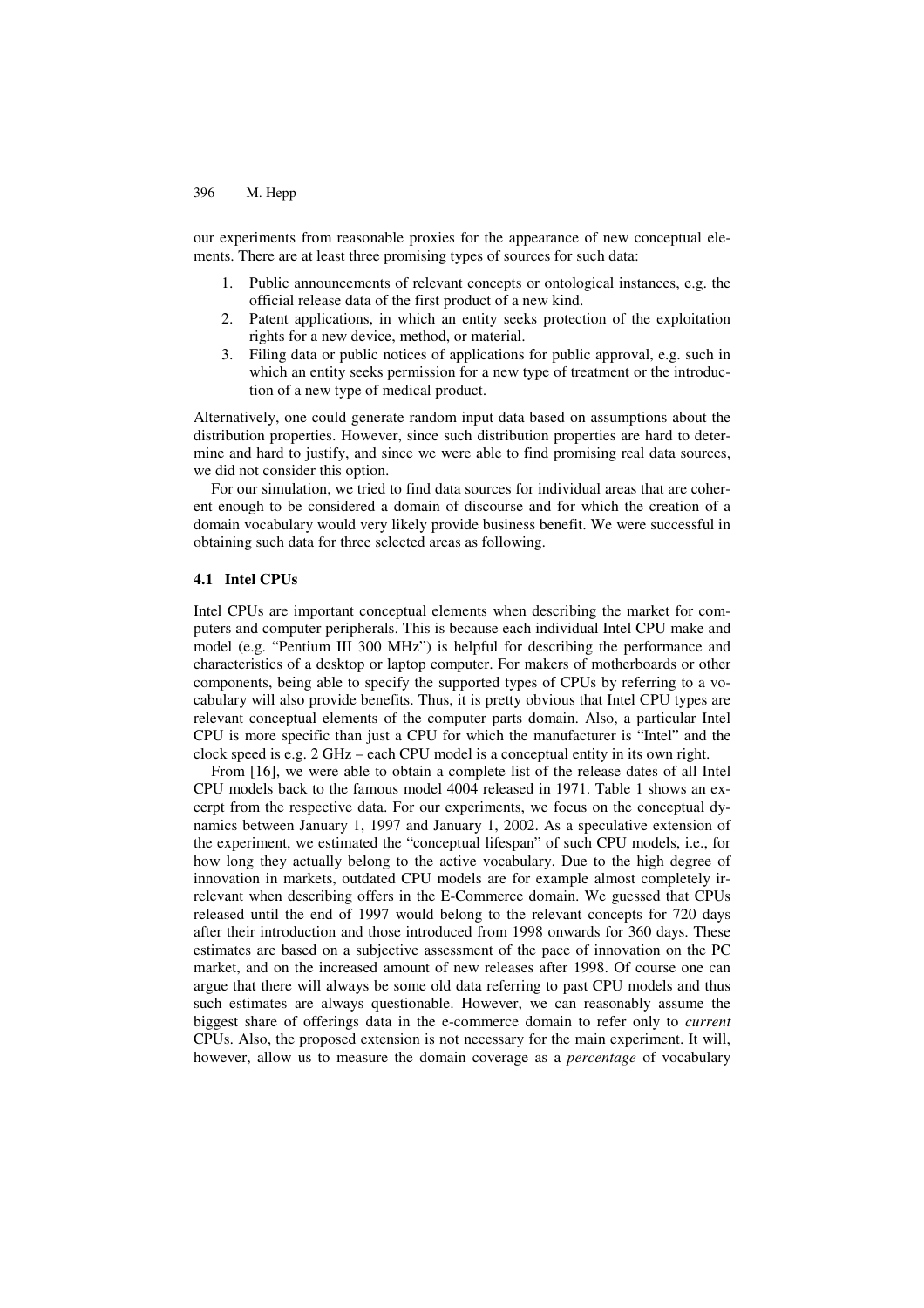our experiments from reasonable proxies for the appearance of new conceptual elements. There are at least three promising types of sources for such data:

1. Public announcements of relevant concepts or ontological instances, e.g. the official release data of the first product of a new kind.
2. Patent applications, in which an entity seeks protection of the exploitation rights for a new device, method, or material.
3. Filing data or public notices of applications for public approval, e.g. such in which an entity seeks permission for a new type of treatment or the introduction of a new type of medical product.

Alternatively, one could generate random input data based on assumptions about the distribution properties. However, since such distribution properties are hard to determine and hard to justify, and since we were able to find promising real data sources, we did not consider this option.

For our simulation, we tried to find data sources for individual areas that are coherent enough to be considered a domain of discourse and for which the creation of a domain vocabulary would very likely provide business benefit. We were successful in obtaining such data for three selected areas as following.

### 4.1 Intel CPUs

Intel CPUs are important conceptual elements when describing the market for computers and computer peripherals. This is because each individual Intel CPU make and model (e.g. "Pentium III 300 MHz") is helpful for describing the performance and characteristics of a desktop or laptop computer. For makers of motherboards or other components, being able to specify the supported types of CPUs by referring to a vocabulary will also provide benefits. Thus, it is pretty obvious that Intel CPU types are relevant conceptual elements of the computer parts domain. Also, a particular Intel CPU is more specific than just a CPU for which the manufacturer is "Intel" and the clock speed is e.g. 2 GHz – each CPU model is a conceptual entity in its own right.

From [16], we were able to obtain a complete list of the release dates of all Intel CPU models back to the famous model 4004 released in 1971. Table 1 shows an excerpt from the respective data. For our experiments, we focus on the conceptual dynamics between January 1, 1997 and January 1, 2002. As a speculative extension of the experiment, we estimated the "conceptual lifespan" of such CPU models, i.e., for how long they actually belong to the active vocabulary. Due to the high degree of innovation in markets, outdated CPU models are for example almost completely irrelevant when describing offers in the E-Commerce domain. We guessed that CPUs released until the end of 1997 would belong to the relevant concepts for 720 days after their introduction and those introduced from 1998 onwards for 360 days. These estimates are based on a subjective assessment of the pace of innovation on the PC market, and on the increased amount of new releases after 1998. Of course one can argue that there will always be some old data referring to past CPU models and thus such estimates are always questionable. However, we can reasonably assume the biggest share of offerings data in the e-commerce domain to refer only to *current* CPUs. Also, the proposed extension is not necessary for the main experiment. It will, however, allow us to measure the domain coverage as a *percentage* of vocabulary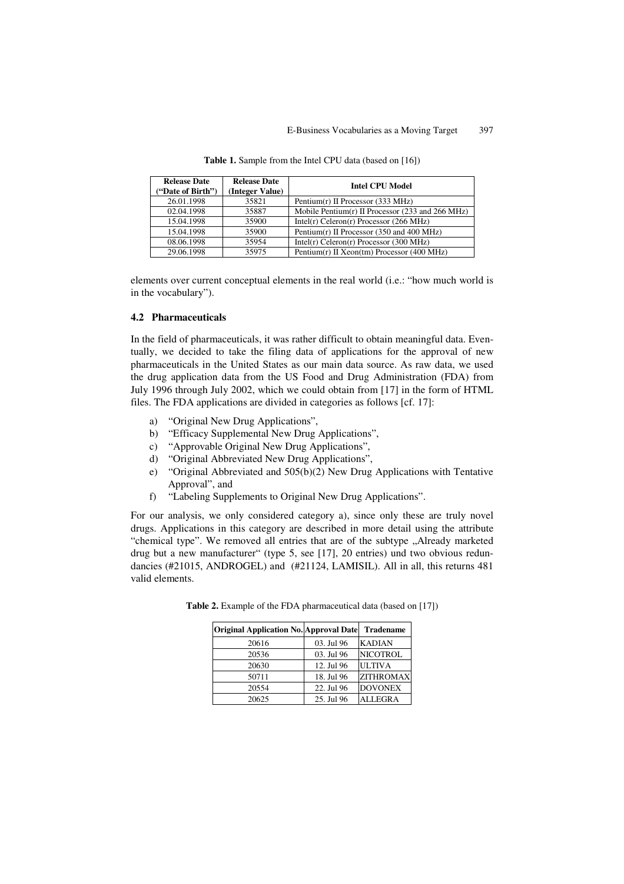**Table 1.** Sample from the Intel CPU data (based on [16])

| Release Date ("Date of Birth") | Release Date (Integer Value) | Intel CPU Model |
|---|---|---|
| 26.01.1998 | 35821 | Pentium(r) II Processor (333 MHz) |
| 02.04.1998 | 35887 | Mobile Pentium(r) II Processor (233 and 266 MHz) |
| 15.04.1998 | 35900 | Intel(r) Celeron(r) Processor (266 MHz) |
| 15.04.1998 | 35900 | Pentium(r) II Processor (350 and 400 MHz) |
| 08.06.1998 | 35954 | Intel(r) Celeron(r) Processor (300 MHz) |
| 29.06.1998 | 35975 | Pentium(r) II Xeon(tm) Processor (400 MHz) |

elements over current conceptual elements in the real world (i.e.: "how much world is in the vocabulary").

### 4.2 Pharmaceuticals

In the field of pharmaceuticals, it was rather difficult to obtain meaningful data. Eventually, we decided to take the filing data of applications for the approval of new pharmaceuticals in the United States as our main data source. As raw data, we used the drug application data from the US Food and Drug Administration (FDA) from July 1996 through July 2002, which we could obtain from [17] in the form of HTML files. The FDA applications are divided in categories as follows [cf. 17]:

a) "Original New Drug Applications",
b) "Efficacy Supplemental New Drug Applications",
c) "Approvable Original New Drug Applications",
d) "Original Abbreviated New Drug Applications",
e) "Original Abbreviated and 505(b)(2) New Drug Applications with Tentative Approval", and
f) "Labeling Supplements to Original New Drug Applications".

For our analysis, we only considered category a), since only these are truly novel drugs. Applications in this category are described in more detail using the attribute "chemical type". We removed all entries that are of the subtype „Already marketed drug but a new manufacturer" (type 5, see [17], 20 entries) und two obvious redundancies (#21015, ANDROGEL) and (#21124, LAMISIL). All in all, this returns 481 valid elements.

**Table 2.** Example of the FDA pharmaceutical data (based on [17])

| Original Application No. | Approval Date | Tradename |
|---|---|---|
| 20616 | 03. Jul 96 | KADIAN |
| 20536 | 03. Jul 96 | NICOTROL |
| 20630 | 12. Jul 96 | ULTIVA |
| 50711 | 18. Jul 96 | ZITHROMAX |
| 20554 | 22. Jul 96 | DOVONEX |
| 20625 | 25. Jul 96 | ALLEGRA |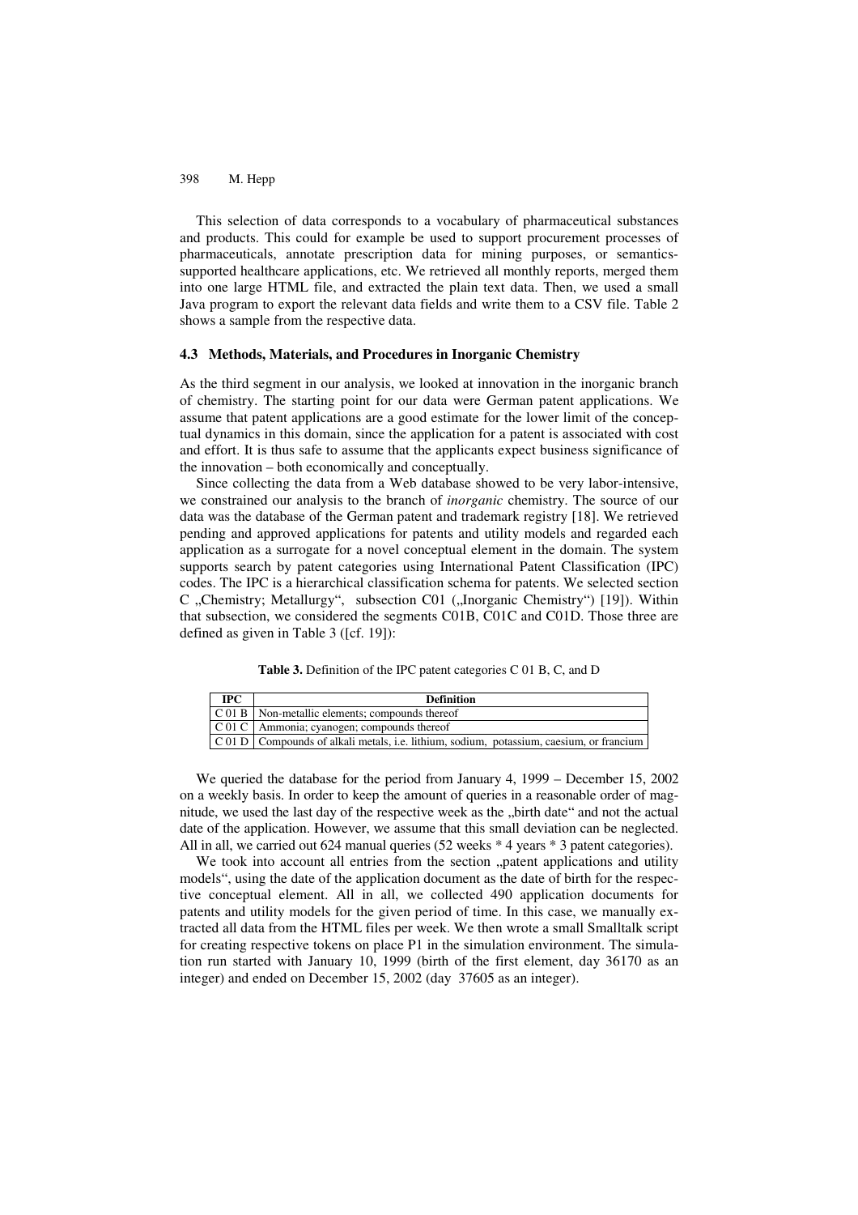This selection of data corresponds to a vocabulary of pharmaceutical substances and products. This could for example be used to support procurement processes of pharmaceuticals, annotate prescription data for mining purposes, or semantics-supported healthcare applications, etc. We retrieved all monthly reports, merged them into one large HTML file, and extracted the plain text data. Then, we used a small Java program to export the relevant data fields and write them to a CSV file. Table 2 shows a sample from the respective data.

### 4.3 Methods, Materials, and Procedures in Inorganic Chemistry

As the third segment in our analysis, we looked at innovation in the inorganic branch of chemistry. The starting point for our data were German patent applications. We assume that patent applications are a good estimate for the lower limit of the conceptual dynamics in this domain, since the application for a patent is associated with cost and effort. It is thus safe to assume that the applicants expect business significance of the innovation – both economically and conceptually.

Since collecting the data from a Web database showed to be very labor-intensive, we constrained our analysis to the branch of *inorganic* chemistry. The source of our data was the database of the German patent and trademark registry [18]. We retrieved pending and approved applications for patents and utility models and regarded each application as a surrogate for a novel conceptual element in the domain. The system supports search by patent categories using International Patent Classification (IPC) codes. The IPC is a hierarchical classification schema for patents. We selected section C „Chemistry; Metallurgy", subsection C01 („Inorganic Chemistry") [19]). Within that subsection, we considered the segments C01B, C01C and C01D. Those three are defined as given in Table 3 ([cf. 19]):

**Table 3.** Definition of the IPC patent categories C 01 B, C, and D

| IPC | Definition |
|---|---|
| C 01 B | Non-metallic elements; compounds thereof |
| C 01 C | Ammonia; cyanogen; compounds thereof |
| C 01 D | Compounds of alkali metals, i.e. lithium, sodium, potassium, caesium, or francium |

We queried the database for the period from January 4, 1999 – December 15, 2002 on a weekly basis. In order to keep the amount of queries in a reasonable order of magnitude, we used the last day of the respective week as the „birth date" and not the actual date of the application. However, we assume that this small deviation can be neglected. All in all, we carried out 624 manual queries (52 weeks * 4 years * 3 patent categories).

We took into account all entries from the section „patent applications and utility models", using the date of the application document as the date of birth for the respective conceptual element. All in all, we collected 490 application documents for patents and utility models for the given period of time. In this case, we manually extracted all data from the HTML files per week. We then wrote a small Smalltalk script for creating respective tokens on place P1 in the simulation environment. The simulation run started with January 10, 1999 (birth of the first element, day 36170 as an integer) and ended on December 15, 2002 (day 37605 as an integer).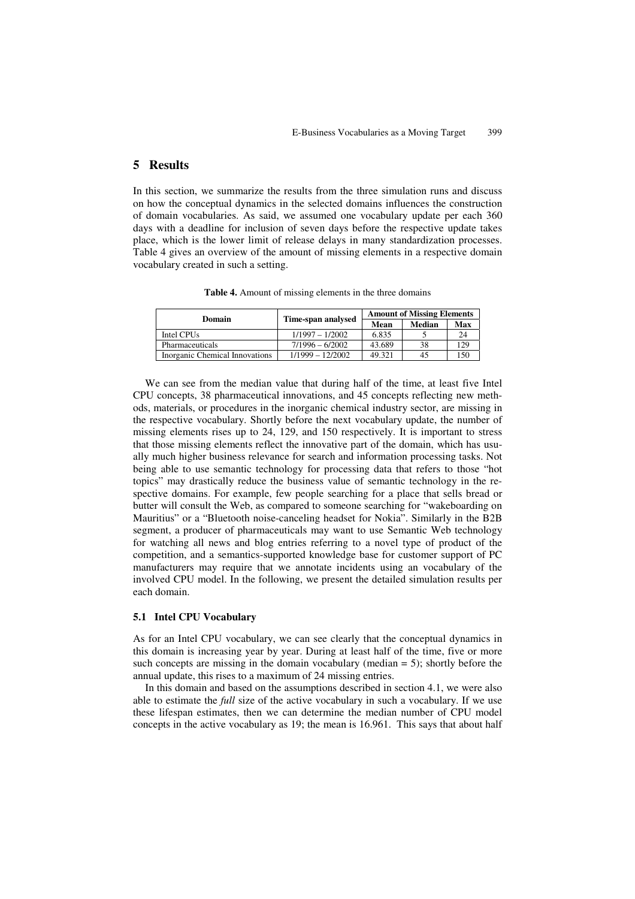## 5 Results

In this section, we summarize the results from the three simulation runs and discuss on how the conceptual dynamics in the selected domains influences the construction of domain vocabularies. As said, we assumed one vocabulary update per each 360 days with a deadline for inclusion of seven days before the respective update takes place, which is the lower limit of release delays in many standardization processes. Table 4 gives an overview of the amount of missing elements in a respective domain vocabulary created in such a setting.

**Table 4.** Amount of missing elements in the three domains

| Domain | Time-span analysed | Amount of Missing Elements | | |
|---|---|---|---|---|
| | | **Mean** | **Median** | **Max** |
| Intel CPUs | 1/1997 – 1/2002 | 6.835 | 5 | 24 |
| Pharmaceuticals | 7/1996 – 6/2002 | 43.689 | 38 | 129 |
| Inorganic Chemical Innovations | 1/1999 – 12/2002 | 49.321 | 45 | 150 |

We can see from the median value that during half of the time, at least five Intel CPU concepts, 38 pharmaceutical innovations, and 45 concepts reflecting new methods, materials, or procedures in the inorganic chemical industry sector, are missing in the respective vocabulary. Shortly before the next vocabulary update, the number of missing elements rises up to 24, 129, and 150 respectively. It is important to stress that those missing elements reflect the innovative part of the domain, which has usually much higher business relevance for search and information processing tasks. Not being able to use semantic technology for processing data that refers to those "hot topics" may drastically reduce the business value of semantic technology in the respective domains. For example, few people searching for a place that sells bread or butter will consult the Web, as compared to someone searching for "wakeboarding on Mauritius" or a "Bluetooth noise-canceling headset for Nokia". Similarly in the B2B segment, a producer of pharmaceuticals may want to use Semantic Web technology for watching all news and blog entries referring to a novel type of product of the competition, and a semantics-supported knowledge base for customer support of PC manufacturers may require that we annotate incidents using an vocabulary of the involved CPU model. In the following, we present the detailed simulation results per each domain.

### 5.1 Intel CPU Vocabulary

As for an Intel CPU vocabulary, we can see clearly that the conceptual dynamics in this domain is increasing year by year. During at least half of the time, five or more such concepts are missing in the domain vocabulary (median = 5); shortly before the annual update, this rises to a maximum of 24 missing entries.

In this domain and based on the assumptions described in section 4.1, we were also able to estimate the *full* size of the active vocabulary in such a vocabulary. If we use these lifespan estimates, then we can determine the median number of CPU model concepts in the active vocabulary as 19; the mean is 16.961. This says that about half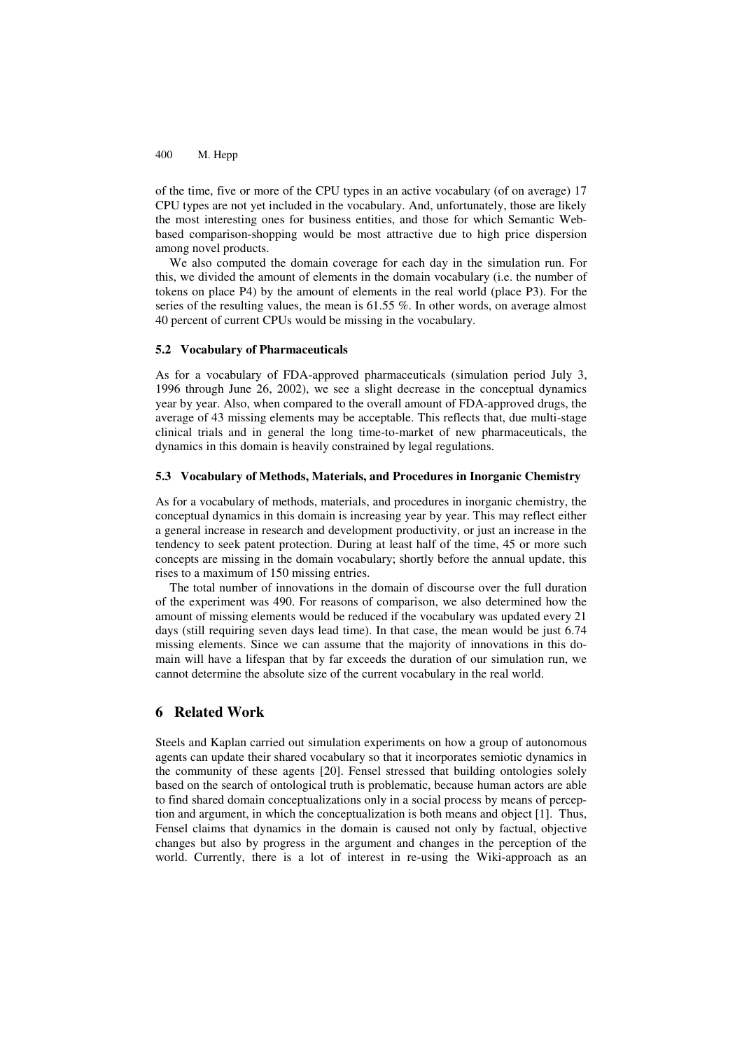of the time, five or more of the CPU types in an active vocabulary (of on average) 17 CPU types are not yet included in the vocabulary. And, unfortunately, those are likely the most interesting ones for business entities, and those for which Semantic Web-based comparison-shopping would be most attractive due to high price dispersion among novel products.

We also computed the domain coverage for each day in the simulation run. For this, we divided the amount of elements in the domain vocabulary (i.e. the number of tokens on place P4) by the amount of elements in the real world (place P3). For the series of the resulting values, the mean is 61.55 %. In other words, on average almost 40 percent of current CPUs would be missing in the vocabulary.

### 5.2 Vocabulary of Pharmaceuticals

As for a vocabulary of FDA-approved pharmaceuticals (simulation period July 3, 1996 through June 26, 2002), we see a slight decrease in the conceptual dynamics year by year. Also, when compared to the overall amount of FDA-approved drugs, the average of 43 missing elements may be acceptable. This reflects that, due multi-stage clinical trials and in general the long time-to-market of new pharmaceuticals, the dynamics in this domain is heavily constrained by legal regulations.

### 5.3 Vocabulary of Methods, Materials, and Procedures in Inorganic Chemistry

As for a vocabulary of methods, materials, and procedures in inorganic chemistry, the conceptual dynamics in this domain is increasing year by year. This may reflect either a general increase in research and development productivity, or just an increase in the tendency to seek patent protection. During at least half of the time, 45 or more such concepts are missing in the domain vocabulary; shortly before the annual update, this rises to a maximum of 150 missing entries.

The total number of innovations in the domain of discourse over the full duration of the experiment was 490. For reasons of comparison, we also determined how the amount of missing elements would be reduced if the vocabulary was updated every 21 days (still requiring seven days lead time). In that case, the mean would be just 6.74 missing elements. Since we can assume that the majority of innovations in this domain will have a lifespan that by far exceeds the duration of our simulation run, we cannot determine the absolute size of the current vocabulary in the real world.

## 6 Related Work

Steels and Kaplan carried out simulation experiments on how a group of autonomous agents can update their shared vocabulary so that it incorporates semiotic dynamics in the community of these agents [20]. Fensel stressed that building ontologies solely based on the search of ontological truth is problematic, because human actors are able to find shared domain conceptualizations only in a social process by means of perception and argument, in which the conceptualization is both means and object [1]. Thus, Fensel claims that dynamics in the domain is caused not only by factual, objective changes but also by progress in the argument and changes in the perception of the world. Currently, there is a lot of interest in re-using the Wiki-approach as an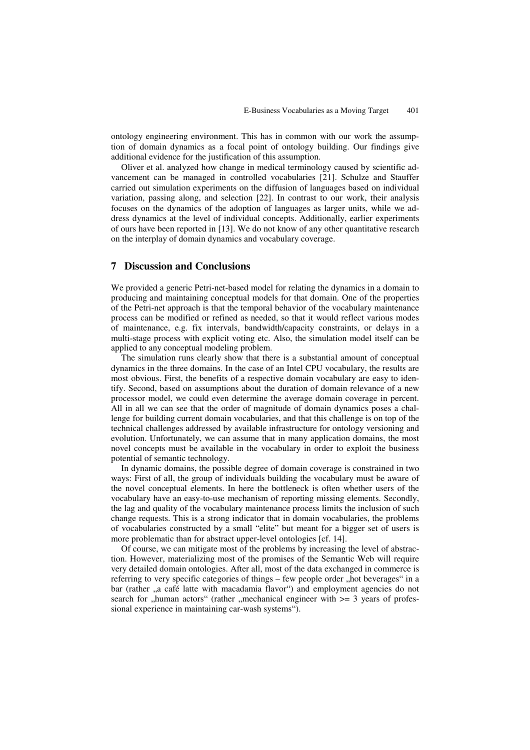ontology engineering environment. This has in common with our work the assumption of domain dynamics as a focal point of ontology building. Our findings give additional evidence for the justification of this assumption.

Oliver et al. analyzed how change in medical terminology caused by scientific advancement can be managed in controlled vocabularies [21]. Schulze and Stauffer carried out simulation experiments on the diffusion of languages based on individual variation, passing along, and selection [22]. In contrast to our work, their analysis focuses on the dynamics of the adoption of languages as larger units, while we address dynamics at the level of individual concepts. Additionally, earlier experiments of ours have been reported in [13]. We do not know of any other quantitative research on the interplay of domain dynamics and vocabulary coverage.

## 7 Discussion and Conclusions

We provided a generic Petri-net-based model for relating the dynamics in a domain to producing and maintaining conceptual models for that domain. One of the properties of the Petri-net approach is that the temporal behavior of the vocabulary maintenance process can be modified or refined as needed, so that it would reflect various modes of maintenance, e.g. fix intervals, bandwidth/capacity constraints, or delays in a multi-stage process with explicit voting etc. Also, the simulation model itself can be applied to any conceptual modeling problem.

The simulation runs clearly show that there is a substantial amount of conceptual dynamics in the three domains. In the case of an Intel CPU vocabulary, the results are most obvious. First, the benefits of a respective domain vocabulary are easy to identify. Second, based on assumptions about the duration of domain relevance of a new processor model, we could even determine the average domain coverage in percent. All in all we can see that the order of magnitude of domain dynamics poses a challenge for building current domain vocabularies, and that this challenge is on top of the technical challenges addressed by available infrastructure for ontology versioning and evolution. Unfortunately, we can assume that in many application domains, the most novel concepts must be available in the vocabulary in order to exploit the business potential of semantic technology.

In dynamic domains, the possible degree of domain coverage is constrained in two ways: First of all, the group of individuals building the vocabulary must be aware of the novel conceptual elements. In here the bottleneck is often whether users of the vocabulary have an easy-to-use mechanism of reporting missing elements. Secondly, the lag and quality of the vocabulary maintenance process limits the inclusion of such change requests. This is a strong indicator that in domain vocabularies, the problems of vocabularies constructed by a small "elite" but meant for a bigger set of users is more problematic than for abstract upper-level ontologies [cf. 14].

Of course, we can mitigate most of the problems by increasing the level of abstraction. However, materializing most of the promises of the Semantic Web will require very detailed domain ontologies. After all, most of the data exchanged in commerce is referring to very specific categories of things – few people order „hot beverages“ in a bar (rather „a café latte with macadamia flavor“) and employment agencies do not search for „human actors“ (rather „mechanical engineer with >= 3 years of professional experience in maintaining car-wash systems“).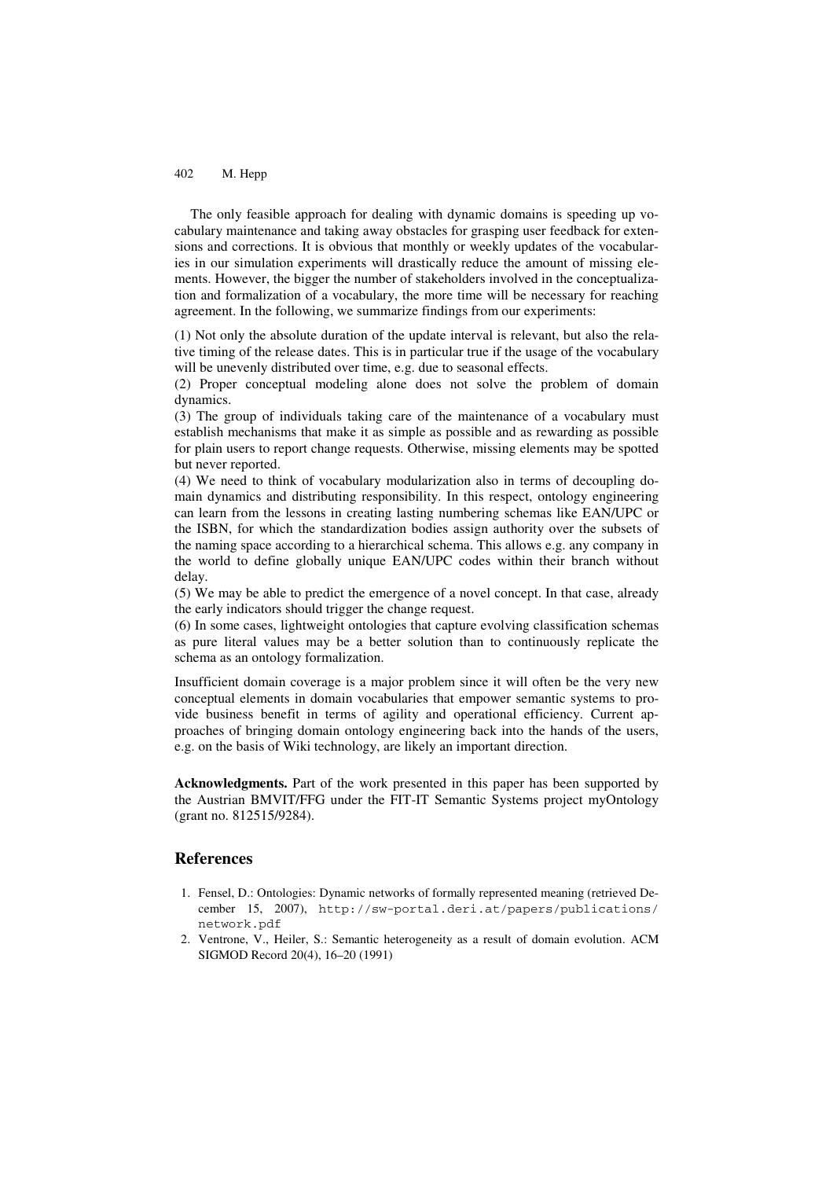The only feasible approach for dealing with dynamic domains is speeding up vocabulary maintenance and taking away obstacles for grasping user feedback for extensions and corrections. It is obvious that monthly or weekly updates of the vocabularies in our simulation experiments will drastically reduce the amount of missing elements. However, the bigger the number of stakeholders involved in the conceptualization and formalization of a vocabulary, the more time will be necessary for reaching agreement. In the following, we summarize findings from our experiments:

(1) Not only the absolute duration of the update interval is relevant, but also the relative timing of the release dates. This is in particular true if the usage of the vocabulary will be unevenly distributed over time, e.g. due to seasonal effects.

(2) Proper conceptual modeling alone does not solve the problem of domain dynamics.

(3) The group of individuals taking care of the maintenance of a vocabulary must establish mechanisms that make it as simple as possible and as rewarding as possible for plain users to report change requests. Otherwise, missing elements may be spotted but never reported.

(4) We need to think of vocabulary modularization also in terms of decoupling domain dynamics and distributing responsibility. In this respect, ontology engineering can learn from the lessons in creating lasting numbering schemas like EAN/UPC or the ISBN, for which the standardization bodies assign authority over the subsets of the naming space according to a hierarchical schema. This allows e.g. any company in the world to define globally unique EAN/UPC codes within their branch without delay.

(5) We may be able to predict the emergence of a novel concept. In that case, already the early indicators should trigger the change request.

(6) In some cases, lightweight ontologies that capture evolving classification schemas as pure literal values may be a better solution than to continuously replicate the schema as an ontology formalization.

Insufficient domain coverage is a major problem since it will often be the very new conceptual elements in domain vocabularies that empower semantic systems to provide business benefit in terms of agility and operational efficiency. Current approaches of bringing domain ontology engineering back into the hands of the users, e.g. on the basis of Wiki technology, are likely an important direction.

**Acknowledgments.** Part of the work presented in this paper has been supported by the Austrian BMVIT/FFG under the FIT-IT Semantic Systems project myOntology (grant no. 812515/9284).

## References

1. Fensel, D.: Ontologies: Dynamic networks of formally represented meaning (retrieved December 15, 2007), http://sw-portal.deri.at/papers/publications/network.pdf
2. Ventrone, V., Heiler, S.: Semantic heterogeneity as a result of domain evolution. ACM SIGMOD Record 20(4), 16–20 (1991)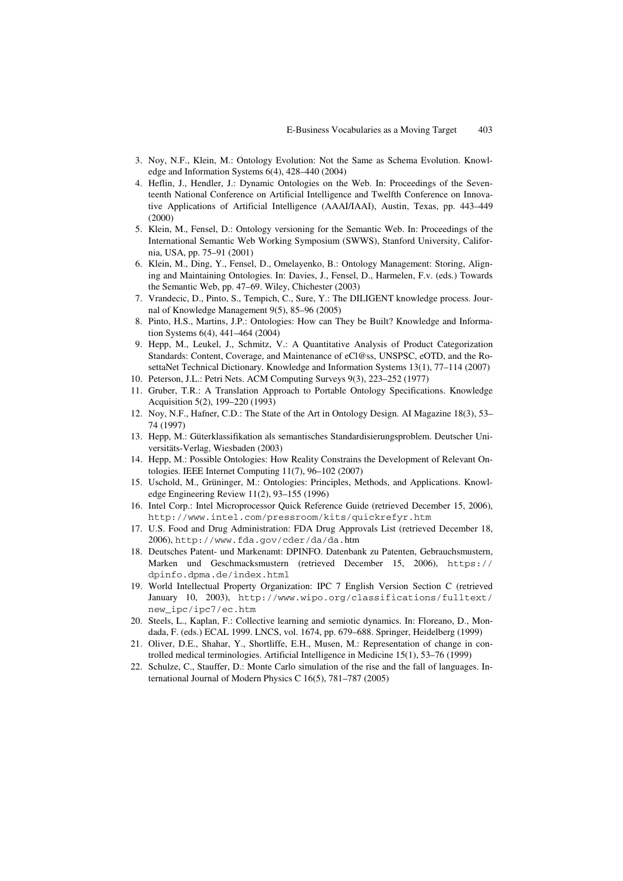3. Noy, N.F., Klein, M.: Ontology Evolution: Not the Same as Schema Evolution. Knowledge and Information Systems 6(4), 428–440 (2004)
4. Heflin, J., Hendler, J.: Dynamic Ontologies on the Web. In: Proceedings of the Seventeenth National Conference on Artificial Intelligence and Twelfth Conference on Innovative Applications of Artificial Intelligence (AAAI/IAAI), Austin, Texas, pp. 443–449 (2000)
5. Klein, M., Fensel, D.: Ontology versioning for the Semantic Web. In: Proceedings of the International Semantic Web Working Symposium (SWWS), Stanford University, California, USA, pp. 75–91 (2001)
6. Klein, M., Ding, Y., Fensel, D., Omelayenko, B.: Ontology Management: Storing, Aligning and Maintaining Ontologies. In: Davies, J., Fensel, D., Harmelen, F.v. (eds.) Towards the Semantic Web, pp. 47–69. Wiley, Chichester (2003)
7. Vrandecic, D., Pinto, S., Tempich, C., Sure, Y.: The DILIGENT knowledge process. Journal of Knowledge Management 9(5), 85–96 (2005)
8. Pinto, H.S., Martins, J.P.: Ontologies: How can They be Built? Knowledge and Information Systems 6(4), 441–464 (2004)
9. Hepp, M., Leukel, J., Schmitz, V.: A Quantitative Analysis of Product Categorization Standards: Content, Coverage, and Maintenance of eCl@ss, UNSPSC, eOTD, and the RosettaNet Technical Dictionary. Knowledge and Information Systems 13(1), 77–114 (2007)
10. Peterson, J.L.: Petri Nets. ACM Computing Surveys 9(3), 223–252 (1977)
11. Gruber, T.R.: A Translation Approach to Portable Ontology Specifications. Knowledge Acquisition 5(2), 199–220 (1993)
12. Noy, N.F., Hafner, C.D.: The State of the Art in Ontology Design. AI Magazine 18(3), 53–74 (1997)
13. Hepp, M.: Güterklassifikation als semantisches Standardisierungsproblem. Deutscher Universitäts-Verlag, Wiesbaden (2003)
14. Hepp, M.: Possible Ontologies: How Reality Constrains the Development of Relevant Ontologies. IEEE Internet Computing 11(7), 96–102 (2007)
15. Uschold, M., Grüninger, M.: Ontologies: Principles, Methods, and Applications. Knowledge Engineering Review 11(2), 93–155 (1996)
16. Intel Corp.: Intel Microprocessor Quick Reference Guide (retrieved December 15, 2006), http://www.intel.com/pressroom/kits/quickrefyr.htm
17. U.S. Food and Drug Administration: FDA Drug Approvals List (retrieved December 18, 2006), http://www.fda.gov/cder/da/da.htm
18. Deutsches Patent- und Markenamt: DPINFO. Datenbank zu Patenten, Gebrauchsmustern, Marken und Geschmacksmustern (retrieved December 15, 2006), https://dpinfo.dpma.de/index.html
19. World Intellectual Property Organization: IPC 7 English Version Section C (retrieved January 10, 2003), http://www.wipo.org/classifications/fulltext/new_ipc/ipc7/ec.htm
20. Steels, L., Kaplan, F.: Collective learning and semiotic dynamics. In: Floreano, D., Mondada, F. (eds.) ECAL 1999. LNCS, vol. 1674, pp. 679–688. Springer, Heidelberg (1999)
21. Oliver, D.E., Shahar, Y., Shortliffe, E.H., Musen, M.: Representation of change in controlled medical terminologies. Artificial Intelligence in Medicine 15(1), 53–76 (1999)
22. Schulze, C., Stauffer, D.: Monte Carlo simulation of the rise and the fall of languages. International Journal of Modern Physics C 16(5), 781–787 (2005)